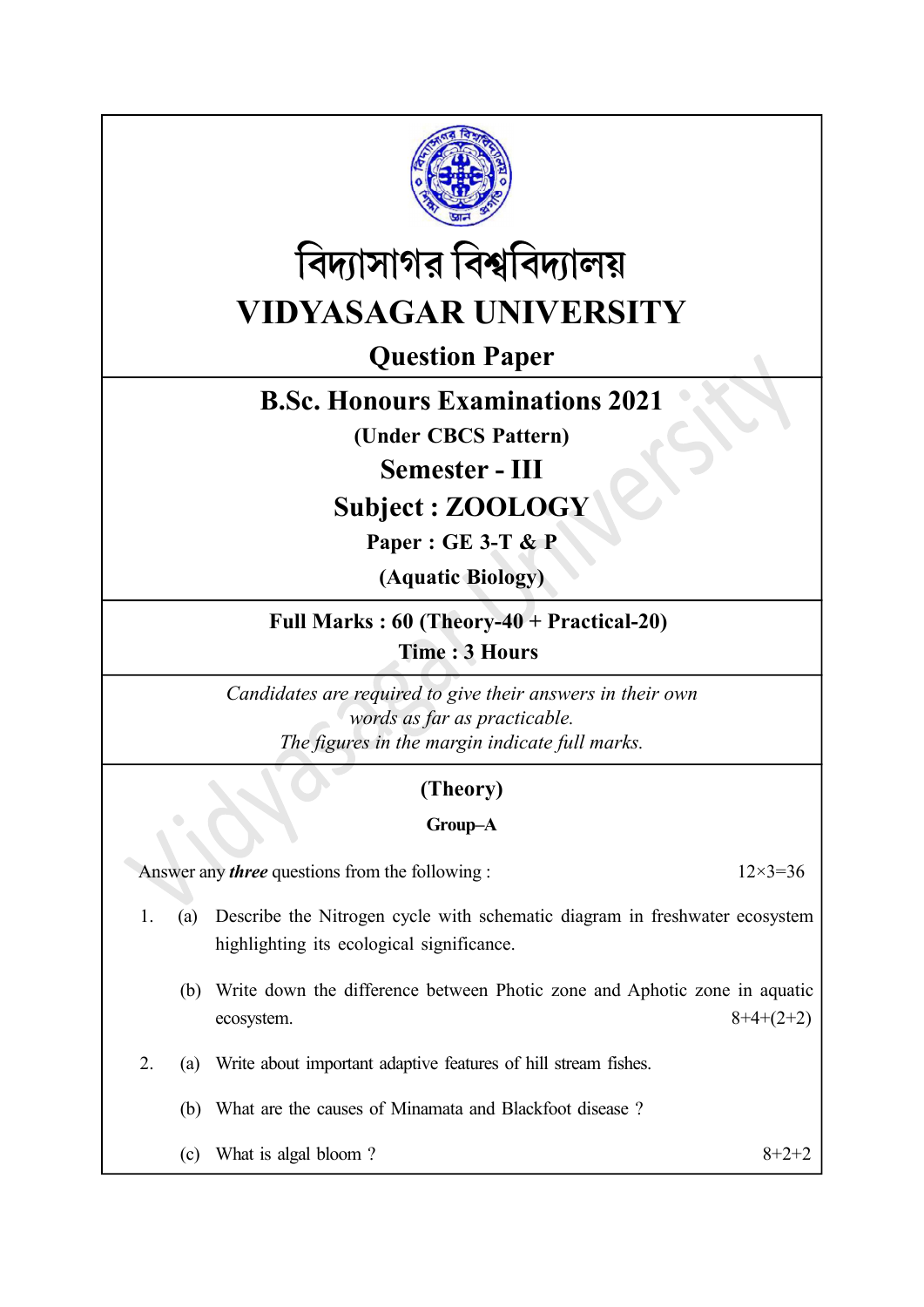# বিদ্যাসাগর বিশ্ববিদ্যালয়

# VIDYASAGAR UNIVERSITY

## Question Paper

## B.Sc. Honours Examinations 2021

**(Under CBCS Pattern)**

## Semester - III

## Subject : ZOOLOGY

**Paper : GE 3-T & P**

**(Aquatic Biology)**

**Full Marks : 60 (Theory-40 + Practical-20)**

**Time : 3 Hours**

*Candidates are required to give their answers in their own words as far as practicable.*
*The figures in the margin indicate full marks.*

### (Theory)

#### Group–A

Answer any ***three*** questions from the following : 12×3=36

1. (a) Describe the Nitrogen cycle with schematic diagram in freshwater ecosystem highlighting its ecological significance.

   (b) Write down the difference between Photic zone and Aphotic zone in aquatic ecosystem. 8+4+(2+2)

2. (a) Write about important adaptive features of hill stream fishes.

   (b) What are the causes of Minamata and Blackfoot disease ?

   (c) What is algal bloom ? 8+2+2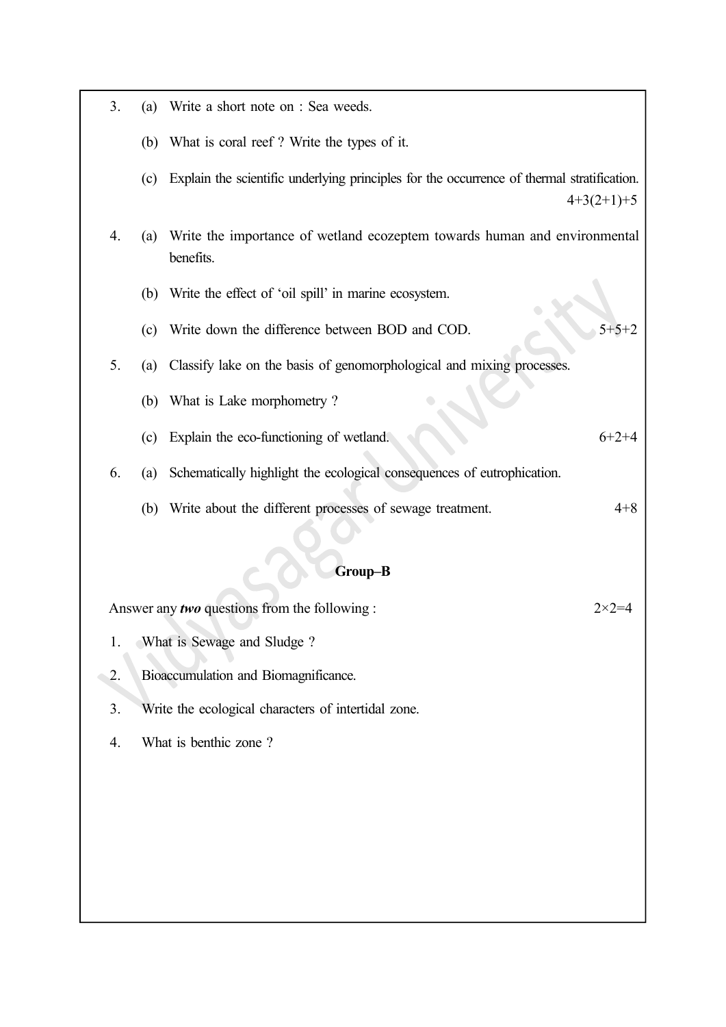3. (a) Write a short note on : Sea weeds.

   (b) What is coral reef ? Write the types of it.

   (c) Explain the scientific underlying principles for the occurrence of thermal stratification.

4+3(2+1)+5

4. (a) Write the importance of wetland ecozeptem towards human and environmental benefits.

   (b) Write the effect of 'oil spill' in marine ecosystem.

   (c) Write down the difference between BOD and COD. 5+5+2

5. (a) Classify lake on the basis of genomorphological and mixing processes.

   (b) What is Lake morphometry ?

   (c) Explain the eco-functioning of wetland. 6+2+4

6. (a) Schematically highlight the ecological consequences of eutrophication.

   (b) Write about the different processes of sewage treatment. 4+8

**Group–B**

Answer any ***two*** questions from the following : 2×2=4

1. What is Sewage and Sludge ?
2. Bioaccumulation and Biomagnificance.
3. Write the ecological characters of intertidal zone.
4. What is benthic zone ?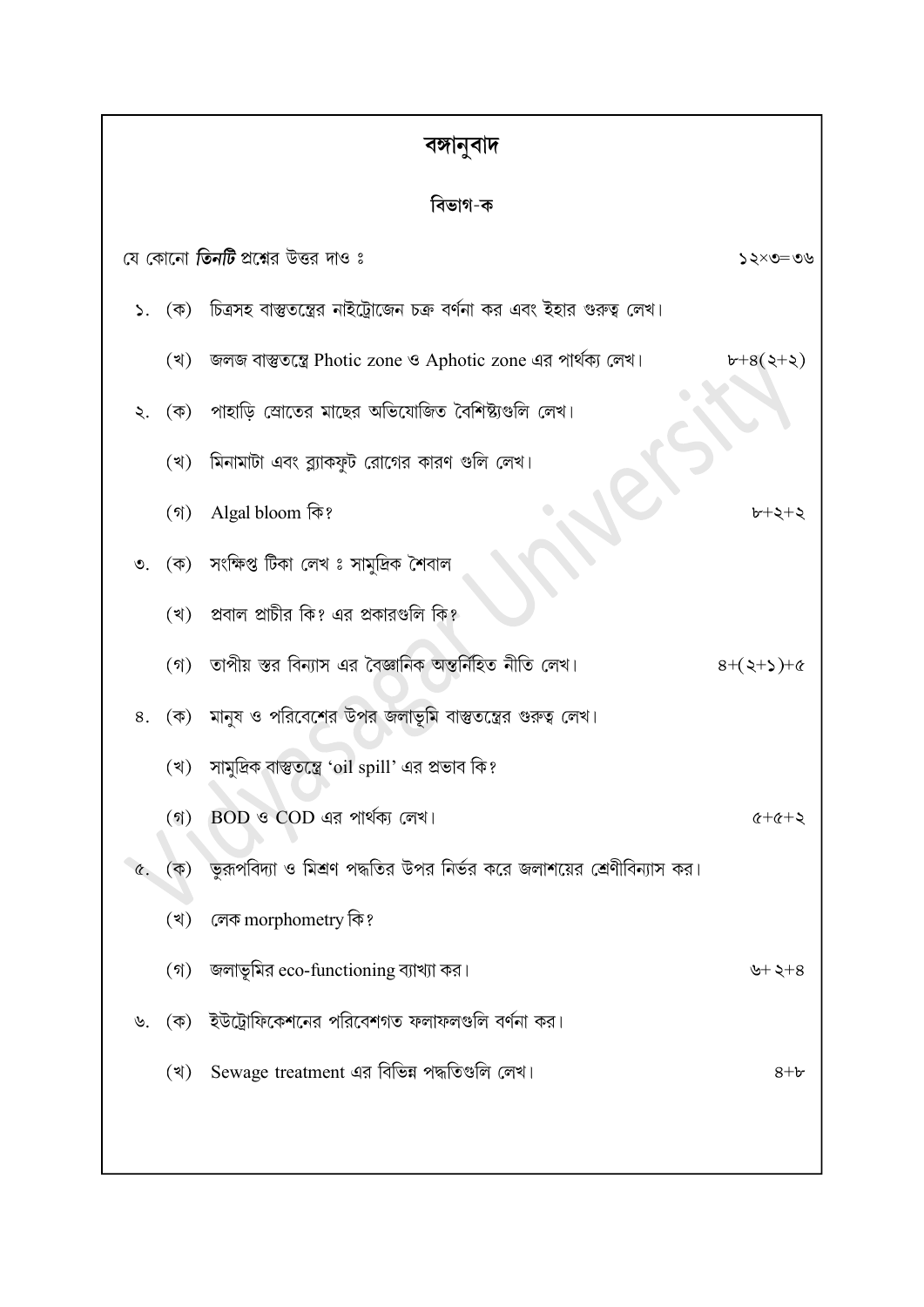# বঙ্গানুবাদ

## বিভাগ-ক

যে কোনো ***তিনটি*** প্রশ্নের উত্তর দাও ঃ  ১২×৩=৩৬

১. (ক) চিত্রসহ বাস্তুতন্ত্রের নাইট্রোজেন চক্র বর্ণনা কর এবং ইহার গুরুত্ব লেখ।

(খ) জলজ বাস্তুতন্ত্রে Photic zone ও Aphotic zone এর পার্থক্য লেখ।  ৮+৪(২+২)

২. (ক) পাহাড়ি স্রোতের মাছের অভিযোজিত বৈশিষ্ট্যগুলি লেখ।

(খ) মিনামাটা এবং ব্ল্যাকফুট রোগের কারণ গুলি লেখ।

(গ) Algal bloom কি?  ৮+২+২

৩. (ক) সংক্ষিপ্ত টিকা লেখ ঃ সামুদ্রিক শৈবাল

(খ) প্রবাল প্রাচীর কি? এর প্রকারগুলি কি?

(গ) তাপীয় স্তর বিন্যাস এর বৈজ্ঞানিক অন্তর্নিহিত নীতি লেখ।  ৪+(২+১)+৫

৪. (ক) মানুষ ও পরিবেশের উপর জলাভূমি বাস্তুতন্ত্রের গুরুত্ব লেখ।

(খ) সামুদ্রিক বাস্তুতন্ত্রে 'oil spill' এর প্রভাব কি?

(গ) BOD ও COD এর পার্থক্য লেখ।  ৫+৫+২

৫. (ক) ভূরূপবিদ্যা ও মিশ্রণ পদ্ধতির উপর নির্ভর করে জলাশয়ের শ্রেণীবিন্যাস কর।

(খ) লেক morphometry কি?

(গ) জলাভূমির eco-functioning ব্যাখ্যা কর।  ৬+২+৪

৬. (ক) ইউট্রোফিকেশনের পরিবেশগত ফলাফলগুলি বর্ণনা কর।

(খ) Sewage treatment এর বিভিন্ন পদ্ধতিগুলি লেখ।  ৪+৮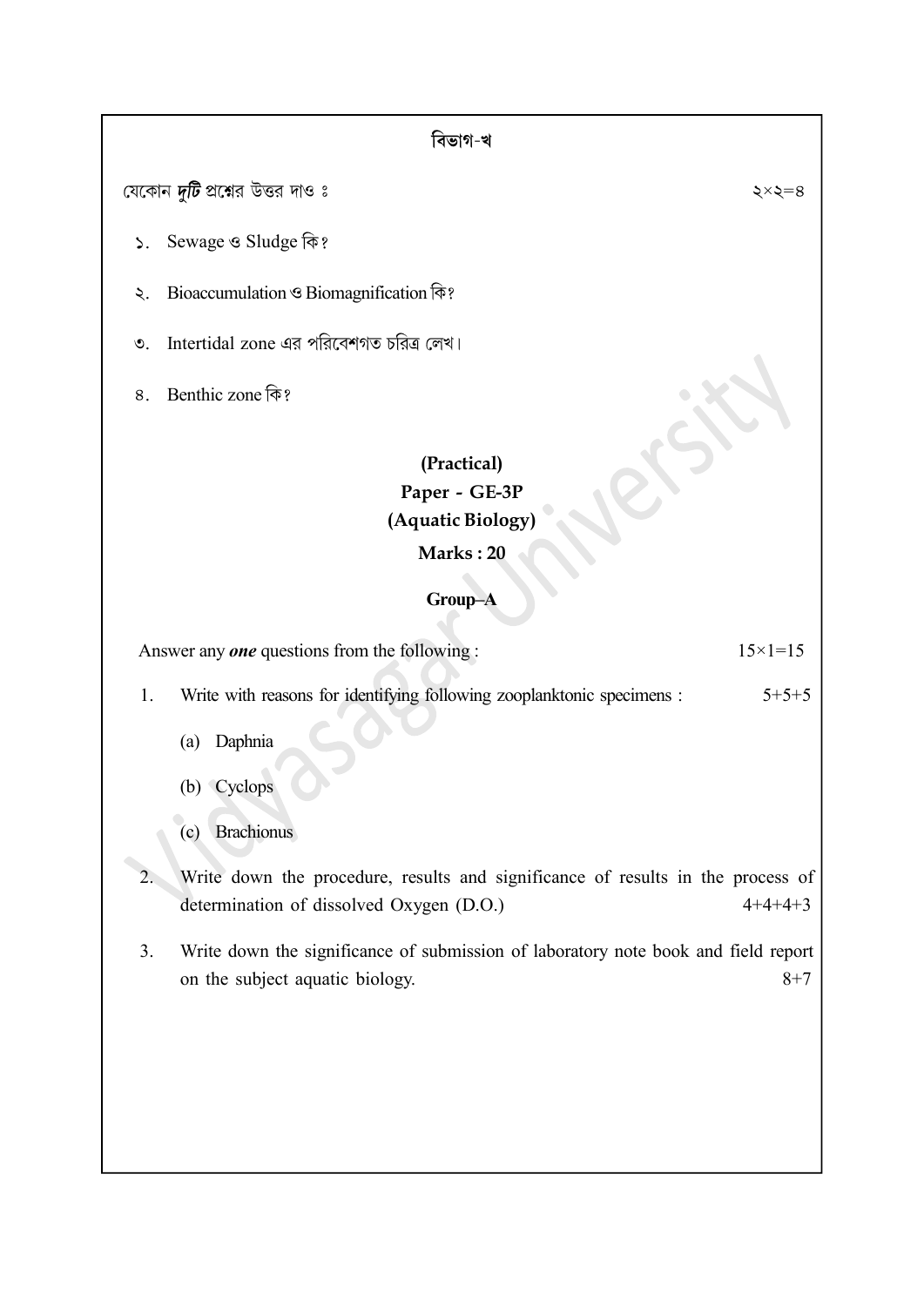## বিভাগ-খ

যেকোন ***দুটি*** প্রশ্নের উত্তর দাও ঃ ২×২=৪

১. Sewage ও Sludge কি?

২. Bioaccumulation ও Biomagnification কি?

৩. Intertidal zone এর পরিবেশগত চরিত্র লেখ।

৪. Benthic zone কি?

## (Practical)
## Paper - GE-3P
## (Aquatic Biology)
### Marks : 20

### Group–A

Answer any ***one*** questions from the following : 15×1=15

1. Write with reasons for identifying following zooplanktonic specimens : 5+5+5

   (a) Daphnia

   (b) Cyclops

   (c) Brachionus

2. Write down the procedure, results and significance of results in the process of determination of dissolved Oxygen (D.O.) 4+4+4+3

3. Write down the significance of submission of laboratory note book and field report on the subject aquatic biology. 8+7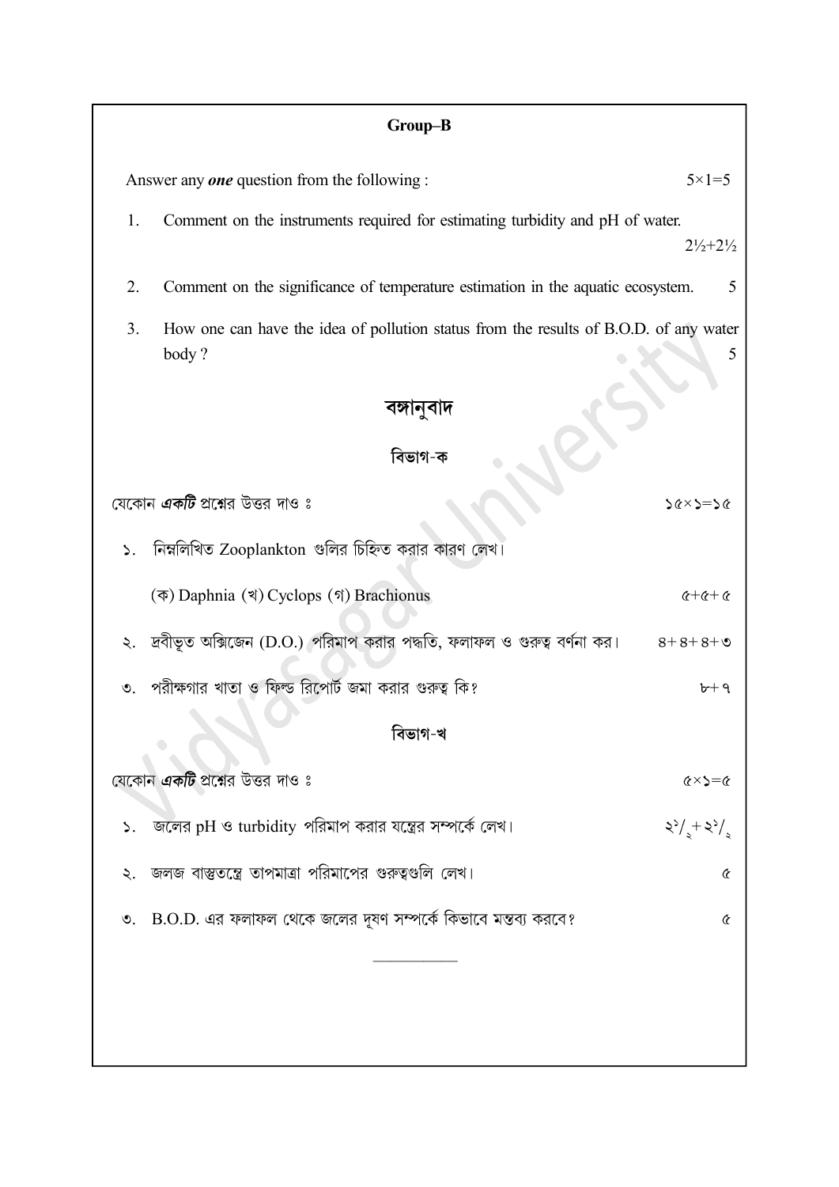## Group–B

Answer any *one* question from the following : 5×1=5

1. Comment on the instruments required for estimating turbidity and pH of water. 2½+2½

2. Comment on the significance of temperature estimation in the aquatic ecosystem. 5

3. How one can have the idea of pollution status from the results of B.O.D. of any water body ? 5

# বঙ্গানুবাদ

## বিভাগ-ক

যেকোন ***একটি*** প্রশ্নের উত্তর দাও ঃ ১৫×১=১৫

১. নিম্নলিখিত Zooplankton গুলির চিহ্নিত করার কারণ লেখ।

(ক) Daphnia (খ) Cyclops (গ) Brachionus ৫+৫+৫

২. দ্রবীভূত অক্সিজেন (D.O.) পরিমাপ করার পদ্ধতি, ফলাফল ও গুরুত্ব বর্ণনা কর। ৪+৪+৪+৩

৩. পরীক্ষগার খাতা ও ফিল্ড রিপোর্ট জমা করার গুরুত্ব কি? ৮+৭

## বিভাগ-খ

যেকোন ***একটি*** প্রশ্নের উত্তর দাও ঃ ৫×১=৫

১. জলের pH ও turbidity পরিমাপ করার যন্ত্রের সম্পর্কে লেখ। ২১/২+২১/২

২. জলজ বাস্তুতন্ত্রে তাপমাত্রা পরিমাপের গুরুত্বগুলি লেখ। ৫

৩. B.O.D. এর ফলাফল থেকে জলের দূষণ সম্পর্কে কিভাবে মন্তব্য করবে? ৫

———————